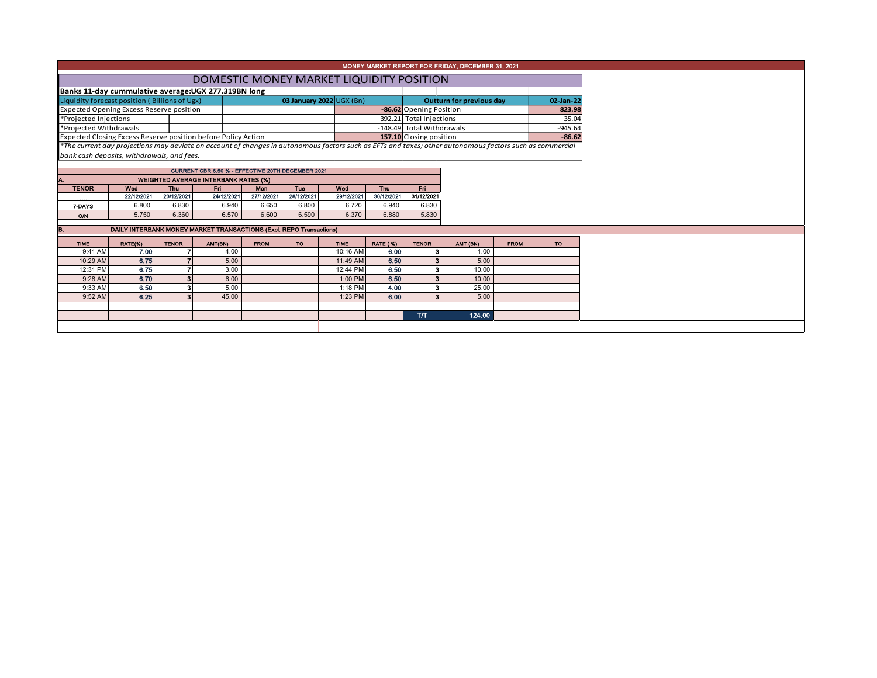# MONEY MARKET REPORT FOR FRIDAY, DECEMBER 31, 2021

## DOMESTIC MONEY MARKET LIQUIDITY POSITION

**Banks 11-day cummulative average:UGX 277.319BN long**

| Liquidity forecast position ( Billions of Ugx) | 03 January 2022 UGX (Bn) | Outturn for previous day | 02-Jan-22 |
|---|---|---|---|
| Expected Opening Excess Reserve position | -86.62 | Opening Position | 823.98 |
| *Projected Injections | 392.21 | Total Injections | 35.04 |
| *Projected Withdrawals | -148.49 | Total Withdrawals | -945.64 |
| Expected Closing Excess Reserve position before Policy Action | 157.10 | Closing position | -86.62 |

*\*The current day projections may deviate on account of changes in autonomous factors such as EFTs and taxes; other autonomous factors such as commercial bank cash deposits, withdrawals, and fees.*

**CURRENT CBR 6.50 % - EFFECTIVE 20TH DECEMBER 2021**

**A. WEIGHTED AVERAGE INTERBANK RATES (%)**

| TENOR | Wed 22/12/2021 | Thu 23/12/2021 | Fri 24/12/2021 | Mon 27/12/2021 | Tue 28/12/2021 | Wed 29/12/2021 | Thu 30/12/2021 | Fri 31/12/2021 |
|---|---|---|---|---|---|---|---|---|
| 7-DAYS | 6.800 | 6.830 | 6.940 | 6.650 | 6.800 | 6.720 | 6.940 | 6.830 |
| O/N | 5.750 | 6.360 | 6.570 | 6.600 | 6.590 | 6.370 | 6.880 | 5.830 |

**B. DAILY INTERBANK MONEY MARKET TRANSACTIONS (Excl. REPO Transactions)**

| TIME | RATE(%) | TENOR | AMT(BN) | FROM | TO | TIME | RATE ( %) | TENOR | AMT (BN) | FROM | TO |
|---|---|---|---|---|---|---|---|---|---|---|---|
| 9:41 AM | 7.00 | 7 | 4.00 | | | 10:16 AM | 6.00 | 3 | 1.00 | | |
| 10:29 AM | 6.75 | 7 | 5.00 | | | 11:49 AM | 6.50 | 3 | 5.00 | | |
| 12:31 PM | 6.75 | 7 | 3.00 | | | 12:44 PM | 6.50 | 3 | 10.00 | | |
| 9:28 AM | 6.70 | 3 | 6.00 | | | 1:00 PM | 6.50 | 3 | 10.00 | | |
| 9:33 AM | 6.50 | 3 | 5.00 | | | 1:18 PM | 4.00 | 3 | 25.00 | | |
| 9:52 AM | 6.25 | 3 | 45.00 | | | 1:23 PM | 6.00 | 3 | 5.00 | | |
| | | | | | | | | T/T | 124.00 | | |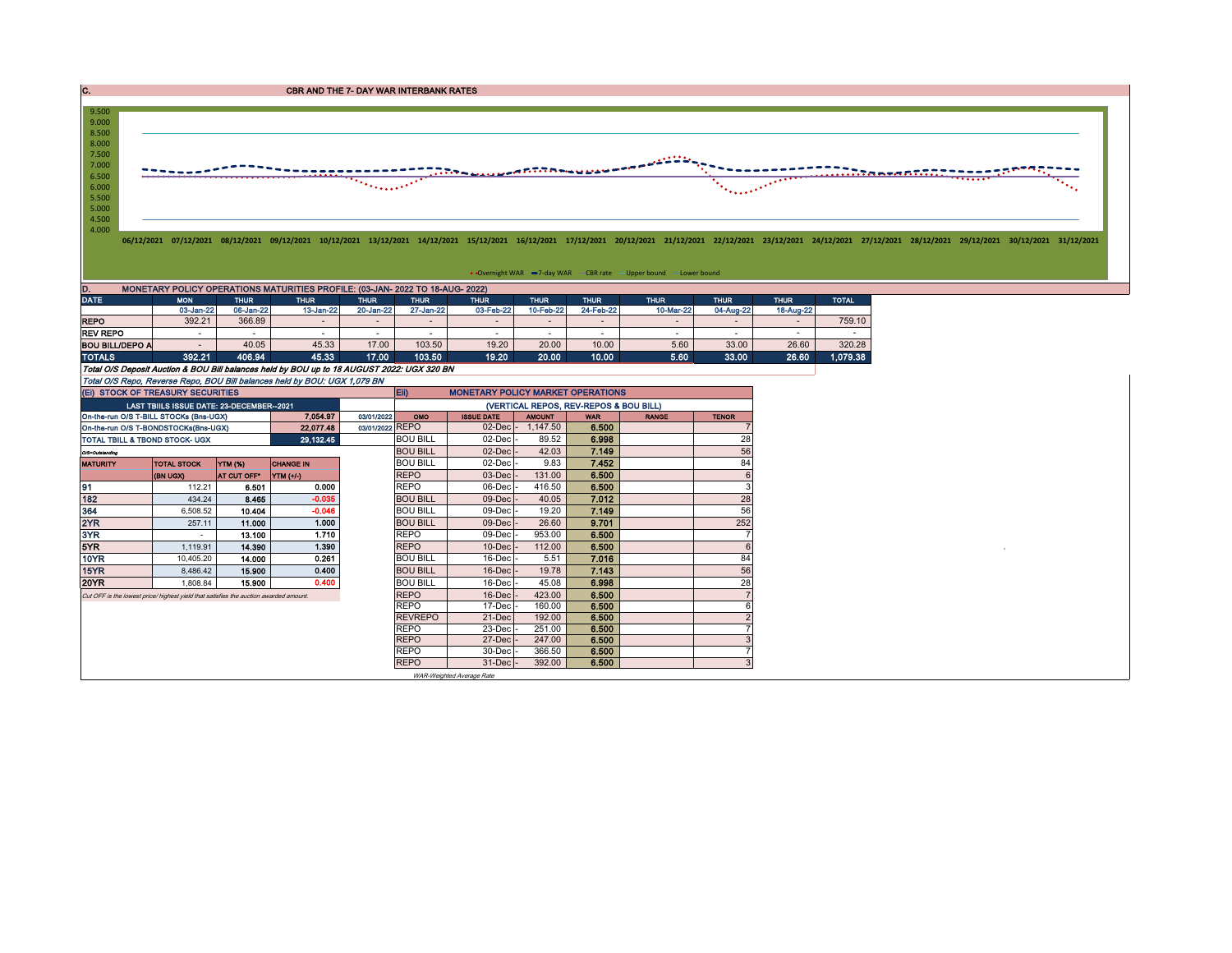## C. CBR AND THE 7- DAY WAR INTERBANK RATES

9.500
9.000
8.500
8.000
7.500
7.000
6.500
6.000
5.500
5.000
4.500
4.000

06/12/2021 07/12/2021 08/12/2021 09/12/2021 10/12/2021 13/12/2021 14/12/2021 15/12/2021 16/12/2021 17/12/2021 20/12/2021 21/12/2021 22/12/2021 23/12/2021 24/12/2021 27/12/2021 28/12/2021 29/12/2021 30/12/2021 31/12/2021

Overnight WAR — 7-day WAR — CBR rate — Upper bound — Lower bound

## D. MONETARY POLICY OPERATIONS MATURITIES PROFILE: (03-JAN- 2022 TO 18-AUG- 2022)

| DATE | MON | THUR | THUR | THUR | THUR | THUR | THUR | THUR | THUR | THUR | THUR | TOTAL |
|---|---|---|---|---|---|---|---|---|---|---|---|---|
| | 03-Jan-22 | 06-Jan-22 | 13-Jan-22 | 20-Jan-22 | 27-Jan-22 | 03-Feb-22 | 10-Feb-22 | 24-Feb-22 | 10-Mar-22 | 04-Aug-22 | 18-Aug-22 | |
| REPO | 392.21 | 366.89 | - | - | - | - | - | - | - | - | - | 759.10 |
| REV REPO | - | - | - | - | - | - | - | - | - | - | - | - |
| BOU BILL/DEPO A | - | 40.05 | 45.33 | 17.00 | 103.50 | 19.20 | 20.00 | 10.00 | 5.60 | 33.00 | 26.60 | 320.28 |
| TOTALS | 392.21 | 406.94 | 45.33 | 17.00 | 103.50 | 19.20 | 20.00 | 10.00 | 5.60 | 33.00 | 26.60 | 1,079.38 |

*Total O/S Deposit Auction & BOU Bill balances held by BOU up to 18 AUGUST 2022: UGX 320 BN*

*Total O/S Repo, Reverse Repo, BOU Bill balances held by BOU: UGX 1,079 BN*

### (Ei) STOCK OF TREASURY SECURITIES

| LAST TBIILS ISSUE DATE: 23-DECEMBER--2021 | | |
|---|---|---|
| On-the-run O/S T-BILL STOCKs (Bns-UGX) | 7,054.97 | 03/01/2022 |
| On-the-run O/S T-BONDSTOCKs(Bns-UGX) | 22,077.48 | 03/01/2022 |
| TOTAL TBILL & TBOND STOCK- UGX | 29,132.45 | |

O/S=Outstanding

| MATURITY | TOTAL STOCK (BN UGX) | YTM (%) AT CUT OFF* | CHANGE IN YTM (+/-) |
|---|---|---|---|
| 91 | 112.21 | 6.501 | 0.000 |
| 182 | 434.24 | 8.465 | -0.035 |
| 364 | 6,508.52 | 10.404 | -0.046 |
| 2YR | 257.11 | 11.000 | 1.000 |
| 3YR | - | 13.100 | 1.710 |
| 5YR | 1,119.91 | 14.390 | 1.390 |
| 10YR | 10,405.20 | 14.000 | 0.261 |
| 15YR | 8,486.42 | 15.900 | 0.400 |
| 20YR | 1,808.84 | 15.900 | 0.400 |

*Cut OFF is the lowest price/ highest yield that satisfies the auction awarded amount.*

### Eii) MONETARY POLICY MARKET OPERATIONS

(VERTICAL REPOS, REV-REPOS & BOU BILL)

| OMO | ISSUE DATE | AMOUNT | WAR | RANGE | TENOR |
|---|---|---|---|---|---|
| REPO | 02-Dec | 1,147.50 | 6.500 | | 7 |
| BOU BILL | 02-Dec | 89.52 | 6.998 | | 28 |
| BOU BILL | 02-Dec | 42.03 | 7.149 | | 56 |
| BOU BILL | 02-Dec | 9.83 | 7.452 | | 84 |
| REPO | 03-Dec | 131.00 | 6.500 | | 6 |
| REPO | 06-Dec | 416.50 | 6.500 | | 3 |
| BOU BILL | 09-Dec | 40.05 | 7.012 | | 28 |
| BOU BILL | 09-Dec | 19.20 | 7.149 | | 56 |
| BOU BILL | 09-Dec | 26.60 | 9.701 | | 252 |
| REPO | 09-Dec | 953.00 | 6.500 | | 7 |
| REPO | 10-Dec | 112.00 | 6.500 | | 6 |
| BOU BILL | 16-Dec | 5.51 | 7.016 | | 84 |
| BOU BILL | 16-Dec | 19.78 | 7.143 | | 56 |
| BOU BILL | 16-Dec | 45.08 | 6.998 | | 28 |
| REPO | 16-Dec | 423.00 | 6.500 | | 7 |
| REPO | 17-Dec | 160.00 | 6.500 | | 6 |
| REVREPO | 21-Dec | 192.00 | 6.500 | | 2 |
| REPO | 23-Dec | 251.00 | 6.500 | | 7 |
| REPO | 27-Dec | 247.00 | 6.500 | | 3 |
| REPO | 30-Dec | 366.50 | 6.500 | | 7 |
| REPO | 31-Dec | 392.00 | 6.500 | | 3 |

*WAR-Weighted Average Rate*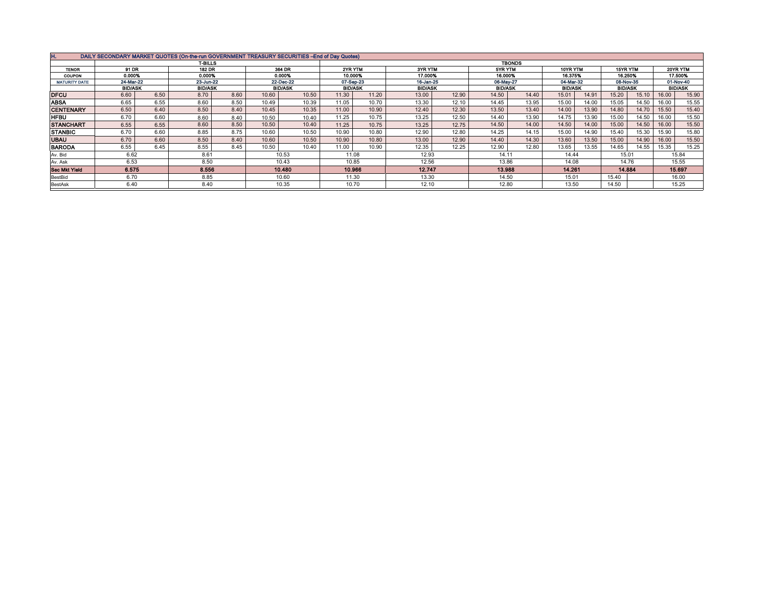## H. DAILY SECONDARY MARKET QUOTES (On-the-run GOVERNMENT TREASURY SECURITIES –End of Day Quotes)

| | T-BILLS | | | | | | TBONDS | | | | | | | | | | | | |
|---|---|---|---|---|---|---|---|---|---|---|---|---|---|---|---|---|---|---|---|
| **TENOR** | **91 DR** | | **182 DR** | | **364 DR** | | **2YR YTM** | | **3YR YTM** | | **5YR YTM** | | **10YR YTM** | | **15YR YTM** | | **20YR YTM** | | |
| **COUPON** | **0.000%** | | **0.000%** | | **0.000%** | | **10.000%** | | **17.000%** | | **16.000%** | | **16.375%** | | **16.250%** | | **17.500%** | | |
| **MATURITY DATE** | **24-Mar-22** | | **23-Jun-22** | | **22-Dec-22** | | **07-Sep-23** | | **16-Jan-25** | | **06-May-27** | | **04-Mar-32** | | **08-Nov-35** | | **01-Nov-40** | | |
| | **BID/ASK** | | **BID/ASK** | | **BID/ASK** | | **BID/ASK** | | **BID/ASK** | | **BID/ASK** | | **BID/ASK** | | **BID/ASK** | | **BID/ASK** | | |
| **DFCU** | 6.60 | 6.50 | 8.70 | 8.60 | 10.60 | 10.50 | 11.30 | 11.20 | 13.00 | 12.90 | 14.50 | 14.40 | 15.01 | 14.91 | 15.20 | 15.10 | 16.00 | 15.90 | |
| **ABSA** | 6.65 | 6.55 | 8.60 | 8.50 | 10.49 | 10.39 | 11.05 | 10.70 | 13.30 | 12.10 | 14.45 | 13.95 | 15.00 | 14.00 | 15.05 | 14.50 | 16.00 | 15.55 | |
| **CENTENARY** | 6.50 | 6.40 | 8.50 | 8.40 | 10.45 | 10.35 | 11.00 | 10.90 | 12.40 | 12.30 | 13.50 | 13.40 | 14.00 | 13.90 | 14.80 | 14.70 | 15.50 | 15.40 | |
| **HFBU** | 6.70 | 6.60 | 8.60 | 8.40 | 10.50 | 10.40 | 11.25 | 10.75 | 13.25 | 12.50 | 14.40 | 13.90 | 14.75 | 13.90 | 15.00 | 14.50 | 16.00 | 15.50 | |
| **STANCHART** | 6.55 | 6.55 | 8.60 | 8.50 | 10.50 | 10.40 | 11.25 | 10.75 | 13.25 | 12.75 | 14.50 | 14.00 | 14.50 | 14.00 | 15.00 | 14.50 | 16.00 | 15.50 | |
| **STANBIC** | 6.70 | 6.60 | 8.85 | 8.75 | 10.60 | 10.50 | 10.90 | 10.80 | 12.90 | 12.80 | 14.25 | 14.15 | 15.00 | 14.90 | 15.40 | 15.30 | 15.90 | 15.80 | |
| **UBAU** | 6.70 | 6.60 | 8.50 | 8.40 | 10.60 | 10.50 | 10.90 | 10.80 | 13.00 | 12.90 | 14.40 | 14.30 | 13.60 | 13.50 | 15.00 | 14.90 | 16.00 | 15.50 | |
| **BARODA** | 6.55 | 6.45 | 8.55 | 8.45 | 10.50 | 10.40 | 11.00 | 10.90 | 12.35 | 12.25 | 12.90 | 12.80 | 13.65 | 13.55 | 14.65 | 14.55 | 15.35 | 15.25 | |
| Av. Bid | 6.62 | | 8.61 | | 10.53 | | 11.08 | | 12.93 | | 14.11 | | 14.44 | | 15.01 | | 15.84 | | |
| Av. Ask | 6.53 | | 8.50 | | 10.43 | | 10.85 | | 12.56 | | 13.86 | | 14.08 | | 14.76 | | 15.55 | | |
| **Sec Mkt Yield** | **6.575** | | **8.556** | | **10.480** | | **10.966** | | **12.747** | | **13.988** | | **14.261** | | **14.884** | | **15.697** | | |
| BestBid | 6.70 | | 8.85 | | 10.60 | | 11.30 | | 13.30 | | 14.50 | | 15.01 | | 15.40 | | 16.00 | | |
| BestAsk | 6.40 | | 8.40 | | 10.35 | | 10.70 | | 12.10 | | 12.80 | | 13.50 | | 14.50 | | 15.25 | | |